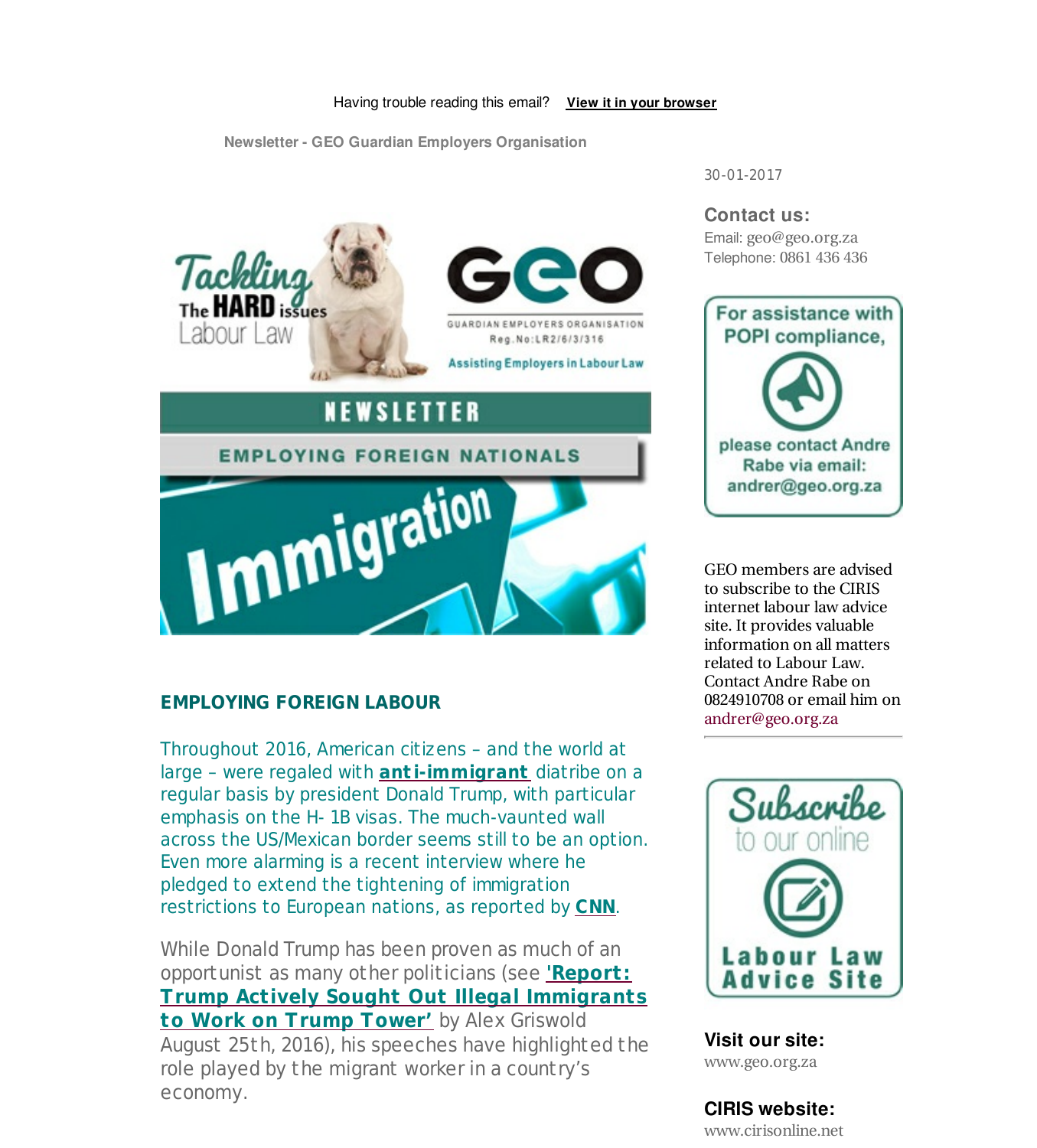Having trouble reading this email? **View it in your browser**

Newsletter - GEO Guardian Employers Organisation

30-01-2017

**Contact us:**
Email: geo@geo.org.za
Telephone: 0861 436 436

For assistance with POPI compliance, please contact Andre Rabe via email: andrer@geo.org.za

GEO members are advised to subscribe to the CIRIS internet labour law advice site. It provides valuable information on all matters related to Labour Law. Contact Andre Rabe on 0824910708 or email him on andrer@geo.org.za

Subscribe to our online Labour Law Advice Site

**Visit our site:**
www.geo.org.za

**CIRIS website:**
www.cirisonline.net

Tackling The HARD issues Labour Law

GEO GUARDIAN EMPLOYERS ORGANISATION Reg.No:LR2/6/3/316

Assisting Employers in Labour Law

NEWSLETTER

EMPLOYING FOREIGN NATIONALS

Immigration

## EMPLOYING FOREIGN LABOUR

Throughout 2016, American citizens – and the world at large – were regaled with **anti-immigrant** diatribe on a regular basis by president Donald Trump, with particular emphasis on the H- 1B visas. The much-vaunted wall across the US/Mexican border seems still to be an option. Even more alarming is a recent interview where he pledged to extend the tightening of immigration restrictions to European nations, as reported by **CNN**.

While Donald Trump has been proven as much of an opportunist as many other politicians (see **'Report: Trump Actively Sought Out Illegal Immigrants to Work on Trump Tower'** by Alex Griswold August 25th, 2016), his speeches have highlighted the role played by the migrant worker in a country's economy.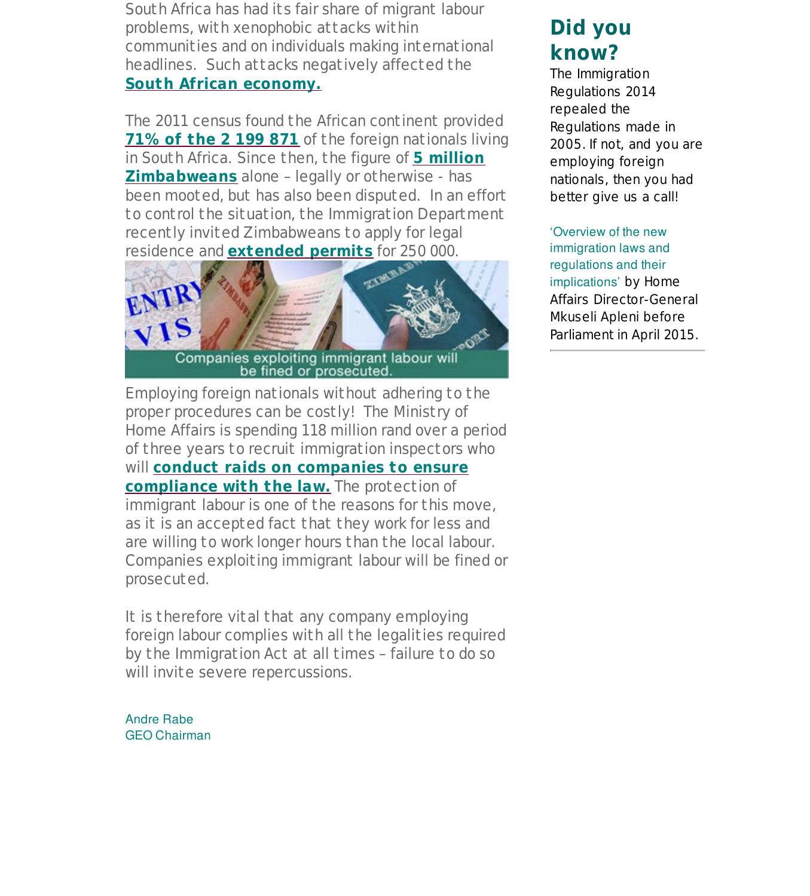South Africa has had its fair share of migrant labour problems, with xenophobic attacks within communities and on individuals making international headlines. Such attacks negatively affected the **South African economy.**

The 2011 census found the African continent provided **71% of the 2 199 871** of the foreign nationals living in South Africa. Since then, the figure of **5 million Zimbabweans** alone – legally or otherwise - has been mooted, but has also been disputed. In an effort to control the situation, the Immigration Department recently invited Zimbabweans to apply for legal residence and **extended permits** for 250 000.

Companies exploiting immigrant labour will be fined or prosecuted.

Employing foreign nationals without adhering to the proper procedures can be costly! The Ministry of Home Affairs is spending 118 million rand over a period of three years to recruit immigration inspectors who will **conduct raids on companies to ensure compliance with the law.** The protection of immigrant labour is one of the reasons for this move, as it is an accepted fact that they work for less and are willing to work longer hours than the local labour. Companies exploiting immigrant labour will be fined or prosecuted.

It is therefore vital that any company employing foreign labour complies with all the legalities required by the Immigration Act at all times – failure to do so will invite severe repercussions.

Andre Rabe
GEO Chairman

## Did you know?

The Immigration Regulations 2014 repealed the Regulations made in 2005. If not, and you are employing foreign nationals, then you had better give us a call!

'Overview of the new immigration laws and regulations and their implications' by Home Affairs Director-General Mkuseli Apleni before Parliament in April 2015.